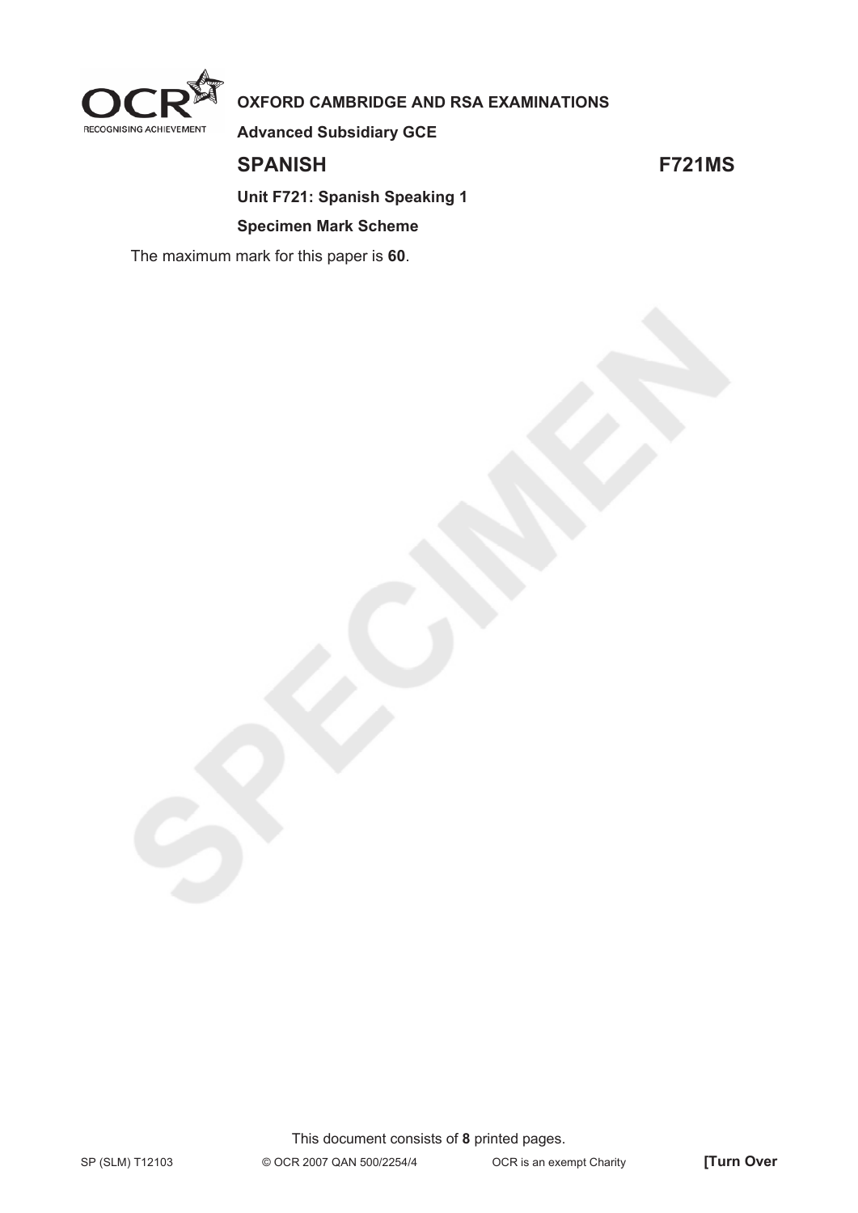**OXFORD CAMBRIDGE AND RSA EXAMINATIONS**

**Advanced Subsidiary GCE**

# SPANISH F721MS

**Unit F721: Spanish Speaking 1**

**Specimen Mark Scheme**

The maximum mark for this paper is **60**.

This document consists of **8** printed pages.

SP (SLM) T12103 © OCR 2007 QAN 500/2254/4 OCR is an exempt Charity **[Turn Over**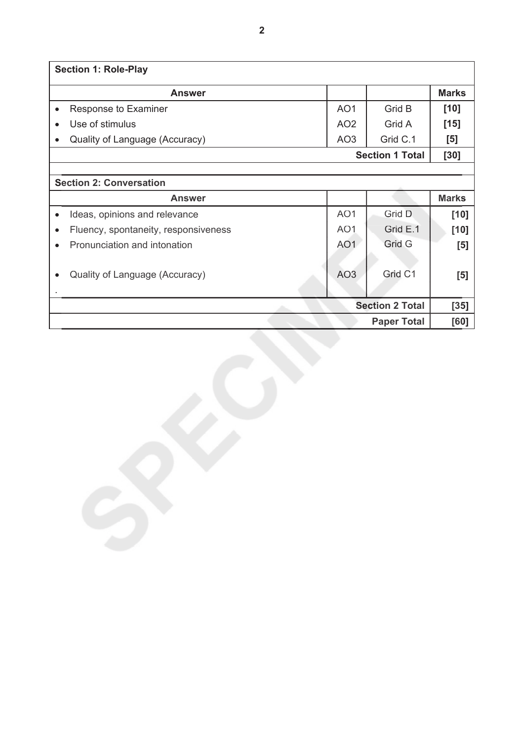| Section 1: Role-Play | | | |
|---|---|---|---|
| **Answer** | | | **Marks** |
| • Response to Examiner | AO1 | Grid B | **[10]** |
| • Use of stimulus | AO2 | Grid A | **[15]** |
| • Quality of Language (Accuracy) | AO3 | Grid C.1 | **[5]** |
| | | **Section 1 Total** | **[30]** |

| Section 2: Conversation | | | |
|---|---|---|---|
| **Answer** | | | **Marks** |
| • Ideas, opinions and relevance | AO1 | Grid D | **[10]** |
| • Fluency, spontaneity, responsiveness | AO1 | Grid E.1 | **[10]** |
| • Pronunciation and intonation | AO1 | Grid G | **[5]** |
| • Quality of Language (Accuracy) | AO3 | Grid C1 | **[5]** |
| | | **Section 2 Total** | **[35]** |
| | | **Paper Total** | **[60]** |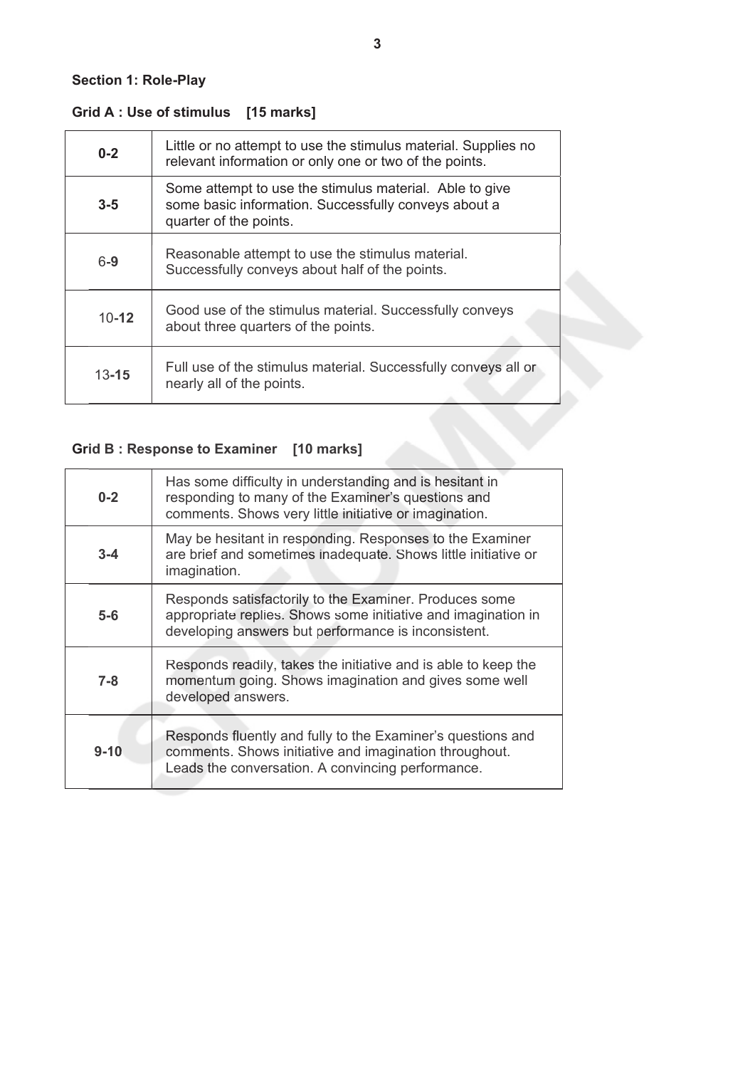## Section 1: Role-Play

### Grid A : Use of stimulus [15 marks]

| | |
|---|---|
| **0-2** | Little or no attempt to use the stimulus material. Supplies no relevant information or only one or two of the points. |
| **3-5** | Some attempt to use the stimulus material. Able to give some basic information. Successfully conveys about a quarter of the points. |
| 6-**9** | Reasonable attempt to use the stimulus material. Successfully conveys about half of the points. |
| 10-**12** | Good use of the stimulus material. Successfully conveys about three quarters of the points. |
| 13-**15** | Full use of the stimulus material. Successfully conveys all or nearly all of the points. |

### Grid B : Response to Examiner [10 marks]

| | |
|---|---|
| **0-2** | Has some difficulty in understanding and is hesitant in responding to many of the Examiner's questions and comments. Shows very little initiative or imagination. |
| **3-4** | May be hesitant in responding. Responses to the Examiner are brief and sometimes inadequate. Shows little initiative or imagination. |
| **5-6** | Responds satisfactorily to the Examiner. Produces some appropriate replies. Shows some initiative and imagination in developing answers but performance is inconsistent. |
| **7-8** | Responds readily, takes the initiative and is able to keep the momentum going. Shows imagination and gives some well developed answers. |
| **9-10** | Responds fluently and fully to the Examiner's questions and comments. Shows initiative and imagination throughout. Leads the conversation. A convincing performance. |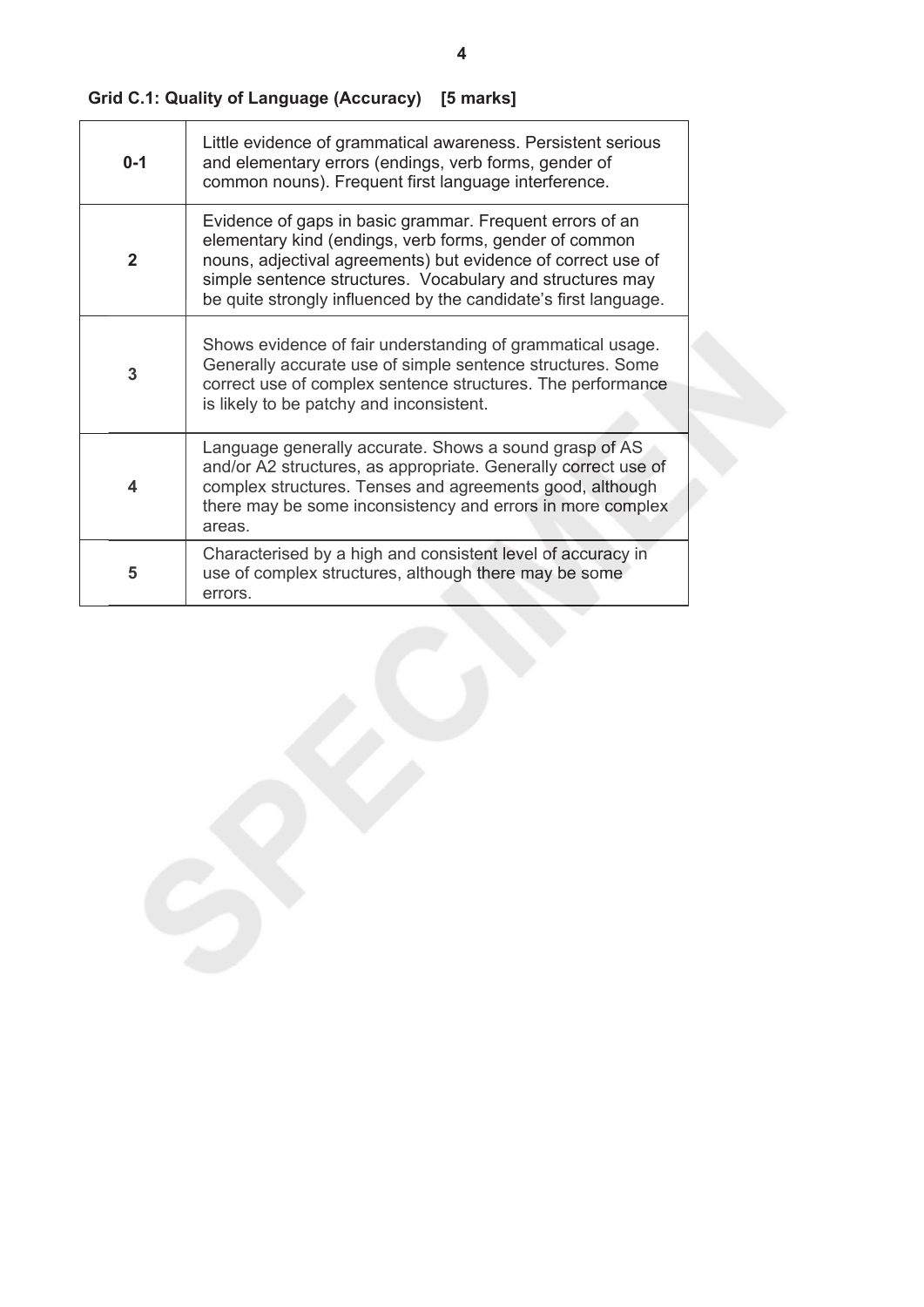**Grid C.1: Quality of Language (Accuracy) [5 marks]**

| | |
|---|---|
| 0-1 | Little evidence of grammatical awareness. Persistent serious and elementary errors (endings, verb forms, gender of common nouns). Frequent first language interference. |
| 2 | Evidence of gaps in basic grammar. Frequent errors of an elementary kind (endings, verb forms, gender of common nouns, adjectival agreements) but evidence of correct use of simple sentence structures. Vocabulary and structures may be quite strongly influenced by the candidate's first language. |
| 3 | Shows evidence of fair understanding of grammatical usage. Generally accurate use of simple sentence structures. Some correct use of complex sentence structures. The performance is likely to be patchy and inconsistent. |
| 4 | Language generally accurate. Shows a sound grasp of AS and/or A2 structures, as appropriate. Generally correct use of complex structures. Tenses and agreements good, although there may be some inconsistency and errors in more complex areas. |
| 5 | Characterised by a high and consistent level of accuracy in use of complex structures, although there may be some errors. |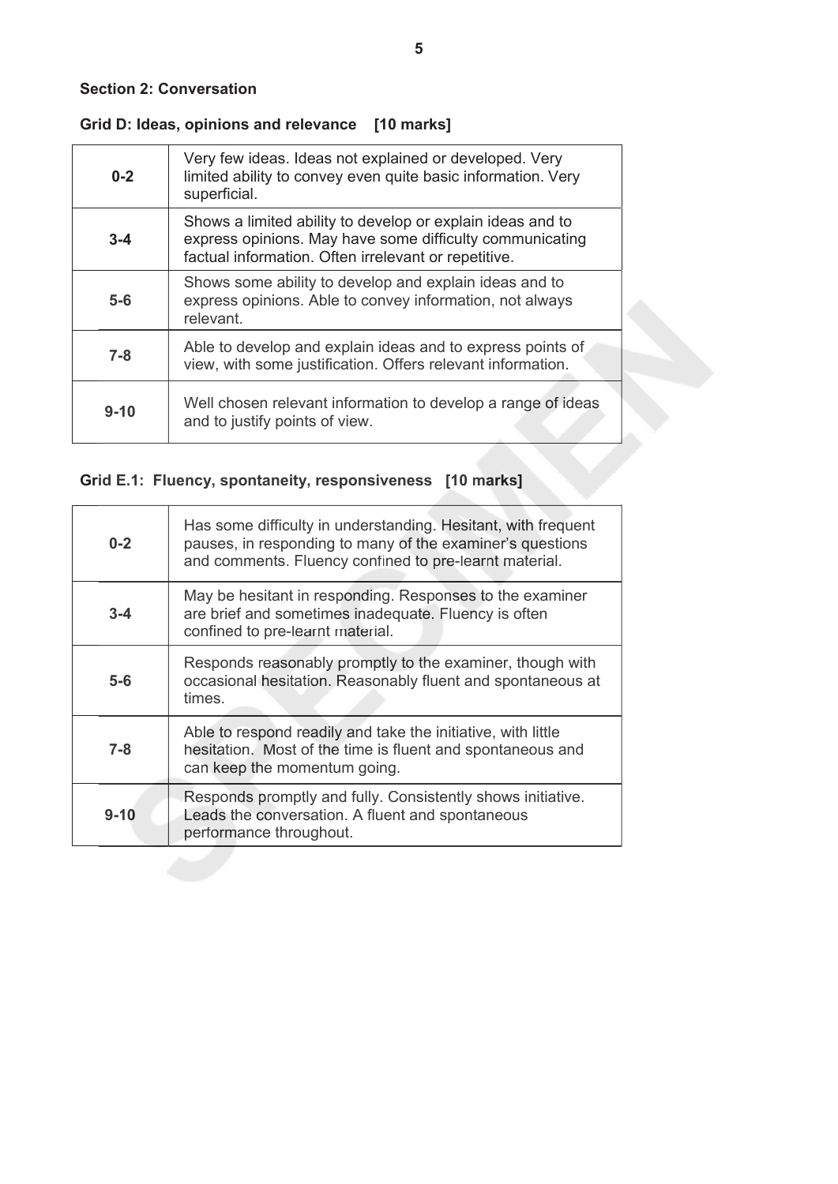**Section 2: Conversation**

**Grid D: Ideas, opinions and relevance [10 marks]**

| | |
|---|---|
| **0-2** | Very few ideas. Ideas not explained or developed. Very limited ability to convey even quite basic information. Very superficial. |
| **3-4** | Shows a limited ability to develop or explain ideas and to express opinions. May have some difficulty communicating factual information. Often irrelevant or repetitive. |
| **5-6** | Shows some ability to develop and explain ideas and to express opinions. Able to convey information, not always relevant. |
| **7-8** | Able to develop and explain ideas and to express points of view, with some justification. Offers relevant information. |
| **9-10** | Well chosen relevant information to develop a range of ideas and to justify points of view. |

**Grid E.1: Fluency, spontaneity, responsiveness [10 marks]**

| | |
|---|---|
| **0-2** | Has some difficulty in understanding. Hesitant, with frequent pauses, in responding to many of the examiner's questions and comments. Fluency confined to pre-learnt material. |
| **3-4** | May be hesitant in responding. Responses to the examiner are brief and sometimes inadequate. Fluency is often confined to pre-learnt material. |
| **5-6** | Responds reasonably promptly to the examiner, though with occasional hesitation. Reasonably fluent and spontaneous at times. |
| **7-8** | Able to respond readily and take the initiative, with little hesitation. Most of the time is fluent and spontaneous and can keep the momentum going. |
| **9-10** | Responds promptly and fully. Consistently shows initiative. Leads the conversation. A fluent and spontaneous performance throughout. |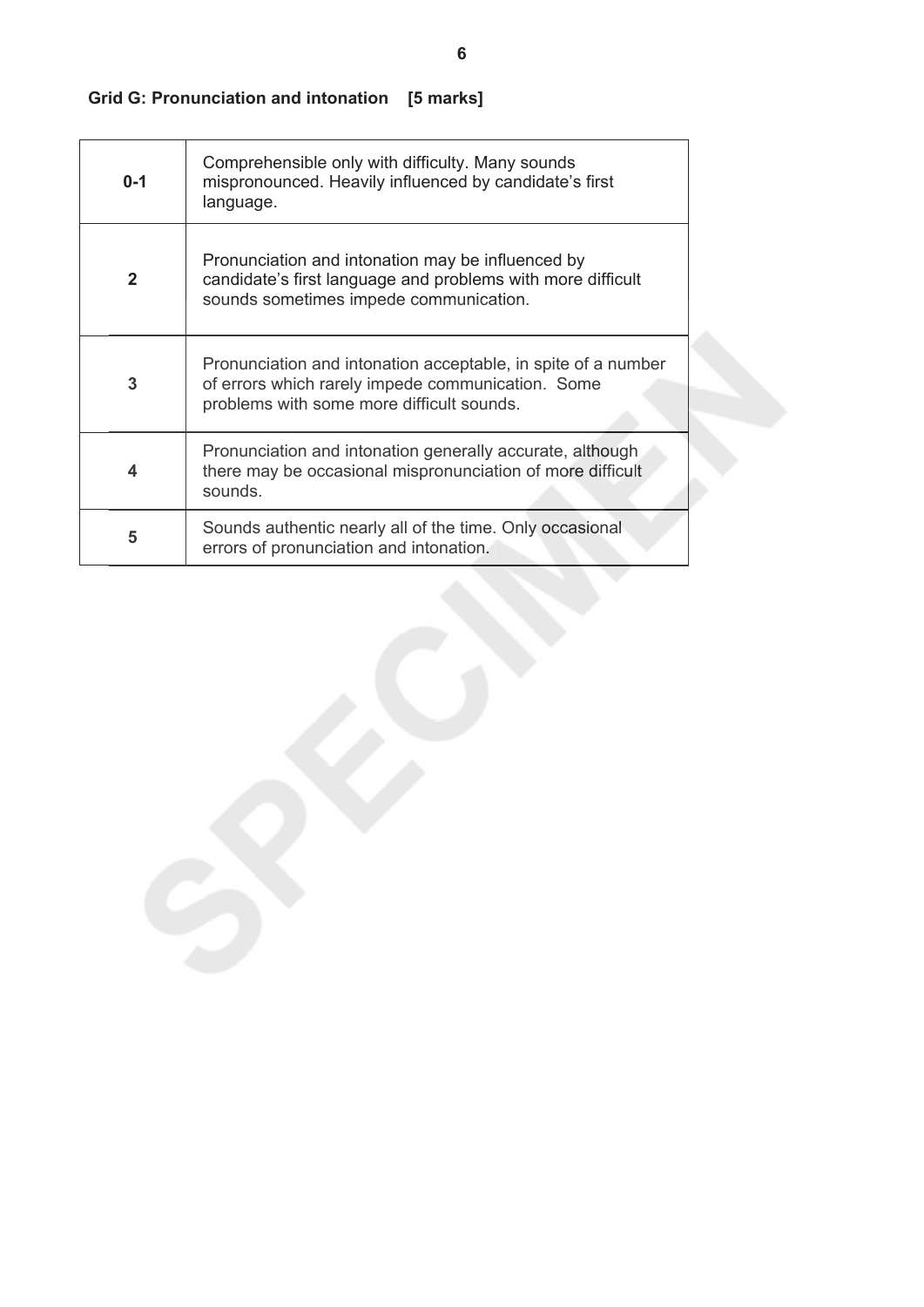### Grid G: Pronunciation and intonation [5 marks]

| | |
|---|---|
| **0-1** | Comprehensible only with difficulty. Many sounds mispronounced. Heavily influenced by candidate's first language. |
| **2** | Pronunciation and intonation may be influenced by candidate's first language and problems with more difficult sounds sometimes impede communication. |
| **3** | Pronunciation and intonation acceptable, in spite of a number of errors which rarely impede communication. Some problems with some more difficult sounds. |
| **4** | Pronunciation and intonation generally accurate, although there may be occasional mispronunciation of more difficult sounds. |
| **5** | Sounds authentic nearly all of the time. Only occasional errors of pronunciation and intonation. |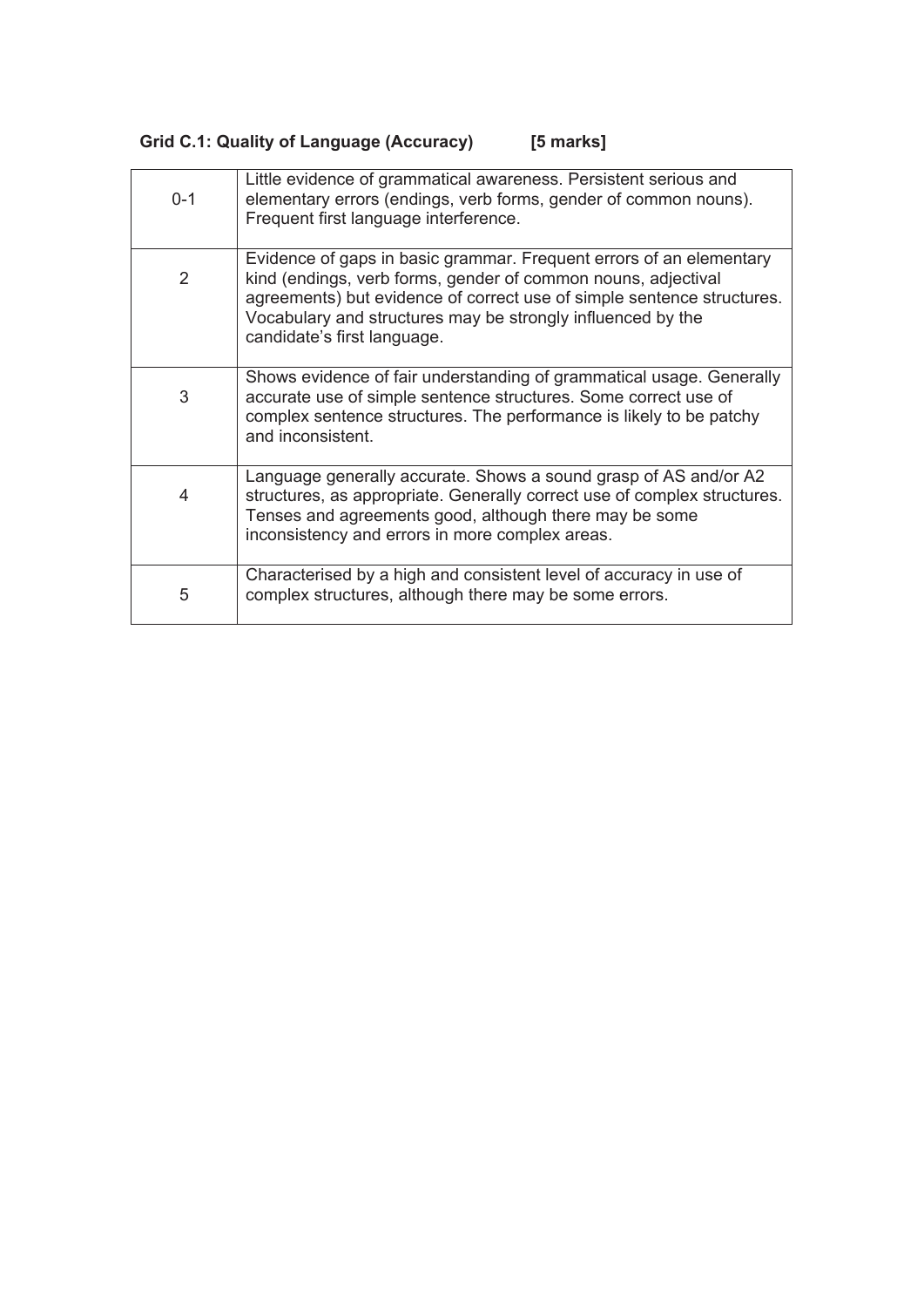**Grid C.1: Quality of Language (Accuracy) [5 marks]**

| | |
|---|---|
| 0-1 | Little evidence of grammatical awareness. Persistent serious and elementary errors (endings, verb forms, gender of common nouns). Frequent first language interference. |
| 2 | Evidence of gaps in basic grammar. Frequent errors of an elementary kind (endings, verb forms, gender of common nouns, adjectival agreements) but evidence of correct use of simple sentence structures. Vocabulary and structures may be strongly influenced by the candidate's first language. |
| 3 | Shows evidence of fair understanding of grammatical usage. Generally accurate use of simple sentence structures. Some correct use of complex sentence structures. The performance is likely to be patchy and inconsistent. |
| 4 | Language generally accurate. Shows a sound grasp of AS and/or A2 structures, as appropriate. Generally correct use of complex structures. Tenses and agreements good, although there may be some inconsistency and errors in more complex areas. |
| 5 | Characterised by a high and consistent level of accuracy in use of complex structures, although there may be some errors. |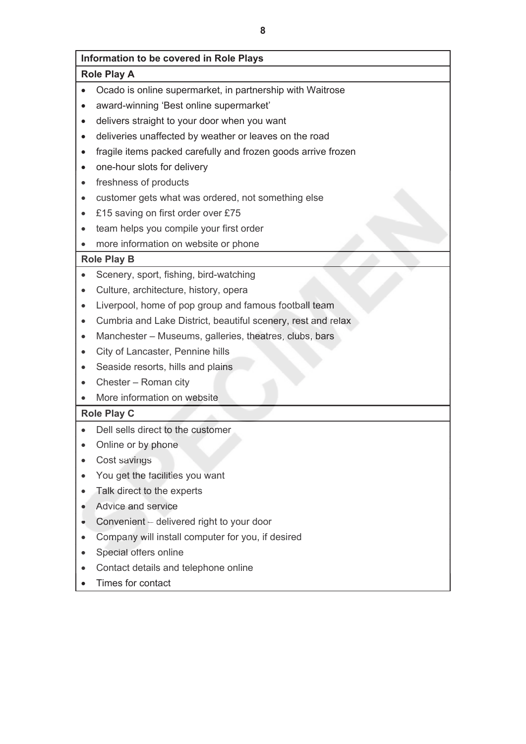**Information to be covered in Role Plays**

**Role Play A**

- Ocado is online supermarket, in partnership with Waitrose
- award-winning 'Best online supermarket'
- delivers straight to your door when you want
- deliveries unaffected by weather or leaves on the road
- fragile items packed carefully and frozen goods arrive frozen
- one-hour slots for delivery
- freshness of products
- customer gets what was ordered, not something else
- £15 saving on first order over £75
- team helps you compile your first order
- more information on website or phone

**Role Play B**

- Scenery, sport, fishing, bird-watching
- Culture, architecture, history, opera
- Liverpool, home of pop group and famous football team
- Cumbria and Lake District, beautiful scenery, rest and relax
- Manchester – Museums, galleries, theatres, clubs, bars
- City of Lancaster, Pennine hills
- Seaside resorts, hills and plains
- Chester – Roman city
- More information on website

**Role Play C**

- Dell sells direct to the customer
- Online or by phone
- Cost savings
- You get the facilities you want
- Talk direct to the experts
- Advice and service
- Convenient – delivered right to your door
- Company will install computer for you, if desired
- Special offers online
- Contact details and telephone online
- Times for contact